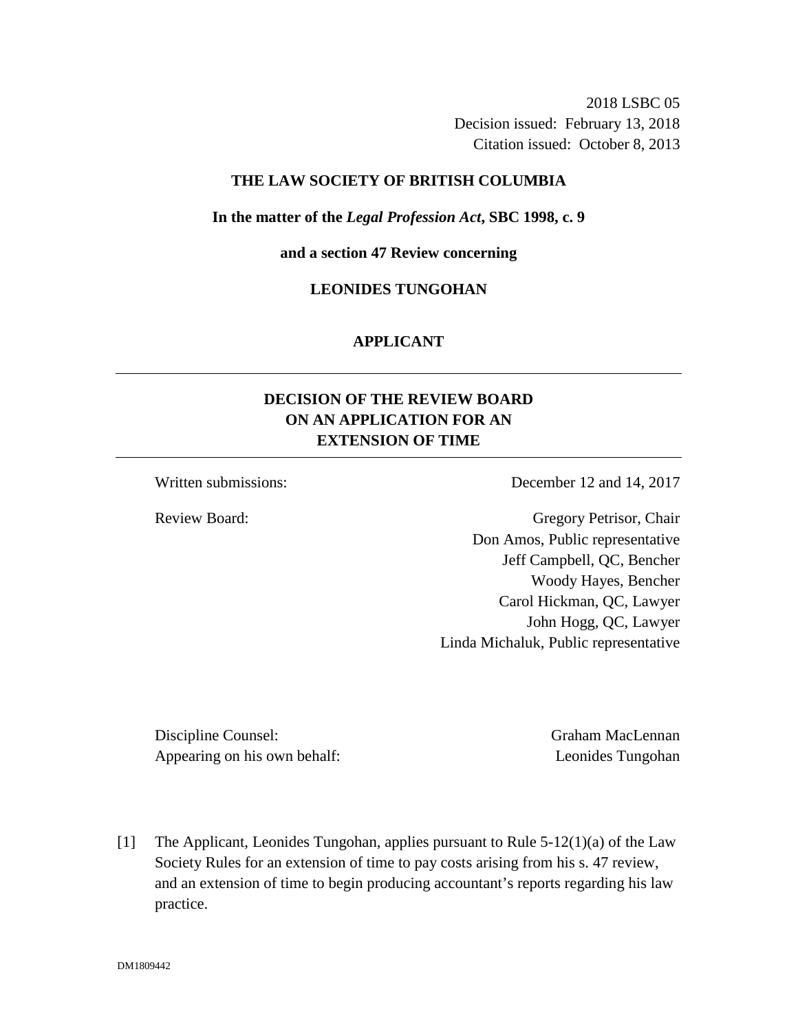2018 LSBC 05
Decision issued: February 13, 2018
Citation issued: October 8, 2013

**THE LAW SOCIETY OF BRITISH COLUMBIA**

**In the matter of the *Legal Profession Act*, SBC 1998, c. 9**

**and a section 47 Review concerning**

**LEONIDES TUNGOHAN**

**APPLICANT**

---

## DECISION OF THE REVIEW BOARD ON AN APPLICATION FOR AN EXTENSION OF TIME

---

Written submissions: December 12 and 14, 2017

Review Board:
Gregory Petrisor, Chair
Don Amos, Public representative
Jeff Campbell, QC, Bencher
Woody Hayes, Bencher
Carol Hickman, QC, Lawyer
John Hogg, QC, Lawyer
Linda Michaluk, Public representative

Discipline Counsel: Graham MacLennan
Appearing on his own behalf: Leonides Tungohan

[1] The Applicant, Leonides Tungohan, applies pursuant to Rule 5-12(1)(a) of the Law Society Rules for an extension of time to pay costs arising from his s. 47 review, and an extension of time to begin producing accountant's reports regarding his law practice.

DM1809442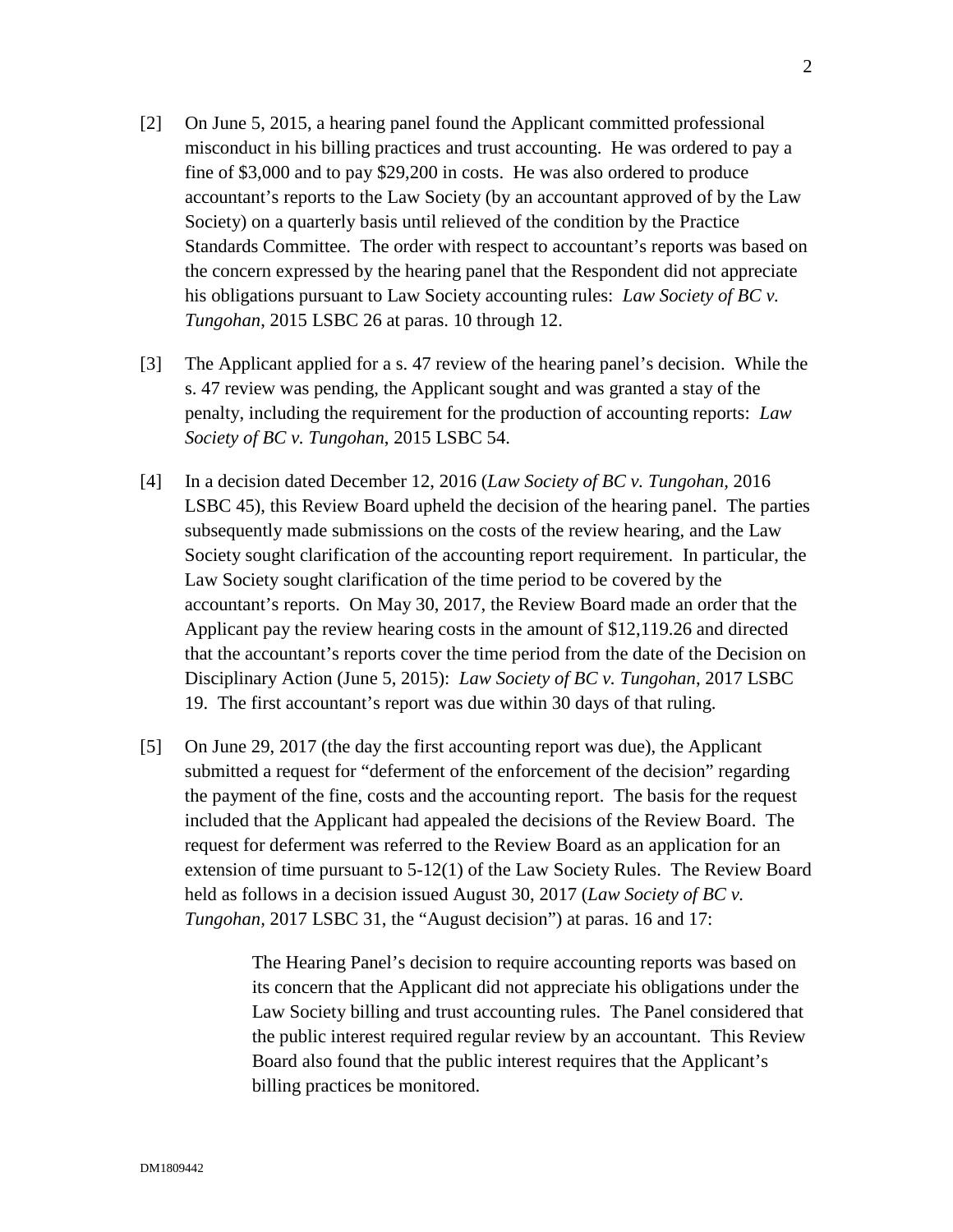[2] On June 5, 2015, a hearing panel found the Applicant committed professional misconduct in his billing practices and trust accounting. He was ordered to pay a fine of $3,000 and to pay $29,200 in costs. He was also ordered to produce accountant's reports to the Law Society (by an accountant approved of by the Law Society) on a quarterly basis until relieved of the condition by the Practice Standards Committee. The order with respect to accountant's reports was based on the concern expressed by the hearing panel that the Respondent did not appreciate his obligations pursuant to Law Society accounting rules: *Law Society of BC v. Tungohan*, 2015 LSBC 26 at paras. 10 through 12.

[3] The Applicant applied for a s. 47 review of the hearing panel's decision. While the s. 47 review was pending, the Applicant sought and was granted a stay of the penalty, including the requirement for the production of accounting reports: *Law Society of BC v. Tungohan*, 2015 LSBC 54.

[4] In a decision dated December 12, 2016 (*Law Society of BC v. Tungohan*, 2016 LSBC 45), this Review Board upheld the decision of the hearing panel. The parties subsequently made submissions on the costs of the review hearing, and the Law Society sought clarification of the accounting report requirement. In particular, the Law Society sought clarification of the time period to be covered by the accountant's reports. On May 30, 2017, the Review Board made an order that the Applicant pay the review hearing costs in the amount of $12,119.26 and directed that the accountant's reports cover the time period from the date of the Decision on Disciplinary Action (June 5, 2015): *Law Society of BC v. Tungohan*, 2017 LSBC 19. The first accountant's report was due within 30 days of that ruling.

[5] On June 29, 2017 (the day the first accounting report was due), the Applicant submitted a request for "deferment of the enforcement of the decision" regarding the payment of the fine, costs and the accounting report. The basis for the request included that the Applicant had appealed the decisions of the Review Board. The request for deferment was referred to the Review Board as an application for an extension of time pursuant to 5-12(1) of the Law Society Rules. The Review Board held as follows in a decision issued August 30, 2017 (*Law Society of BC v. Tungohan*, 2017 LSBC 31, the "August decision") at paras. 16 and 17:

> The Hearing Panel's decision to require accounting reports was based on its concern that the Applicant did not appreciate his obligations under the Law Society billing and trust accounting rules. The Panel considered that the public interest required regular review by an accountant. This Review Board also found that the public interest requires that the Applicant's billing practices be monitored.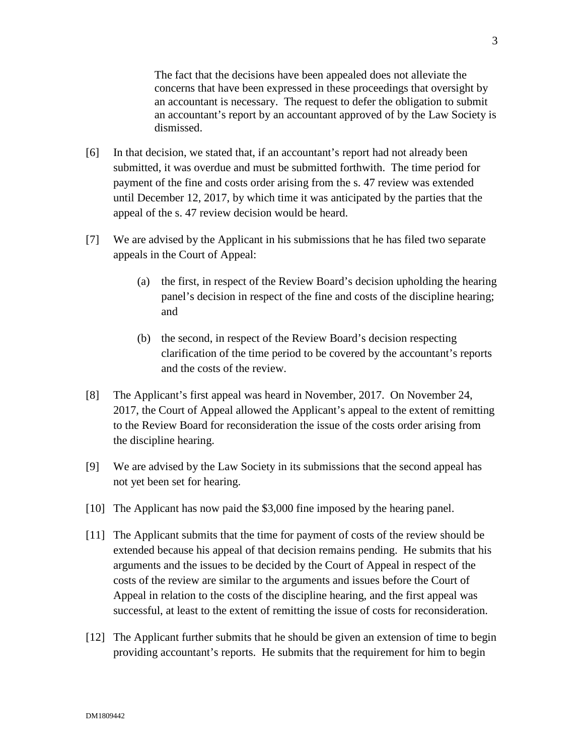> The fact that the decisions have been appealed does not alleviate the concerns that have been expressed in these proceedings that oversight by an accountant is necessary. The request to defer the obligation to submit an accountant's report by an accountant approved of by the Law Society is dismissed.

[6] In that decision, we stated that, if an accountant's report had not already been submitted, it was overdue and must be submitted forthwith. The time period for payment of the fine and costs order arising from the s. 47 review was extended until December 12, 2017, by which time it was anticipated by the parties that the appeal of the s. 47 review decision would be heard.

[7] We are advised by the Applicant in his submissions that he has filed two separate appeals in the Court of Appeal:

(a) the first, in respect of the Review Board's decision upholding the hearing panel's decision in respect of the fine and costs of the discipline hearing; and

(b) the second, in respect of the Review Board's decision respecting clarification of the time period to be covered by the accountant's reports and the costs of the review.

[8] The Applicant's first appeal was heard in November, 2017. On November 24, 2017, the Court of Appeal allowed the Applicant's appeal to the extent of remitting to the Review Board for reconsideration the issue of the costs order arising from the discipline hearing.

[9] We are advised by the Law Society in its submissions that the second appeal has not yet been set for hearing.

[10] The Applicant has now paid the $3,000 fine imposed by the hearing panel.

[11] The Applicant submits that the time for payment of costs of the review should be extended because his appeal of that decision remains pending. He submits that his arguments and the issues to be decided by the Court of Appeal in respect of the costs of the review are similar to the arguments and issues before the Court of Appeal in relation to the costs of the discipline hearing, and the first appeal was successful, at least to the extent of remitting the issue of costs for reconsideration.

[12] The Applicant further submits that he should be given an extension of time to begin providing accountant's reports. He submits that the requirement for him to begin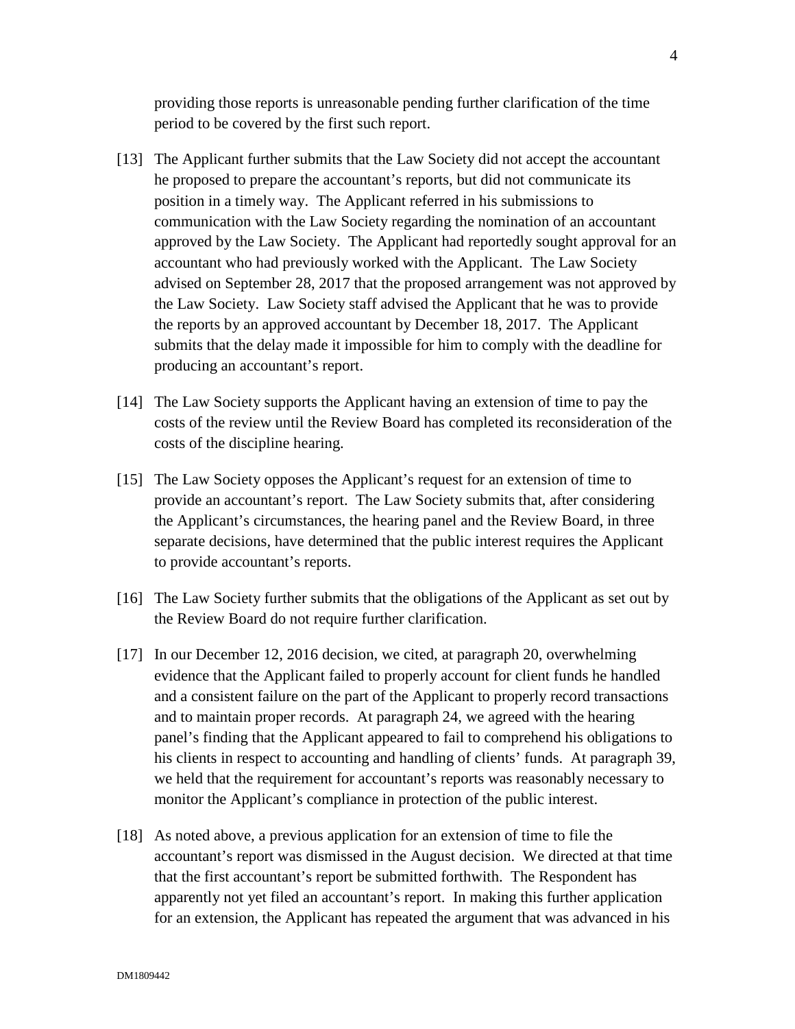providing those reports is unreasonable pending further clarification of the time period to be covered by the first such report.

[13] The Applicant further submits that the Law Society did not accept the accountant he proposed to prepare the accountant's reports, but did not communicate its position in a timely way. The Applicant referred in his submissions to communication with the Law Society regarding the nomination of an accountant approved by the Law Society. The Applicant had reportedly sought approval for an accountant who had previously worked with the Applicant. The Law Society advised on September 28, 2017 that the proposed arrangement was not approved by the Law Society. Law Society staff advised the Applicant that he was to provide the reports by an approved accountant by December 18, 2017. The Applicant submits that the delay made it impossible for him to comply with the deadline for producing an accountant's report.

[14] The Law Society supports the Applicant having an extension of time to pay the costs of the review until the Review Board has completed its reconsideration of the costs of the discipline hearing.

[15] The Law Society opposes the Applicant's request for an extension of time to provide an accountant's report. The Law Society submits that, after considering the Applicant's circumstances, the hearing panel and the Review Board, in three separate decisions, have determined that the public interest requires the Applicant to provide accountant's reports.

[16] The Law Society further submits that the obligations of the Applicant as set out by the Review Board do not require further clarification.

[17] In our December 12, 2016 decision, we cited, at paragraph 20, overwhelming evidence that the Applicant failed to properly account for client funds he handled and a consistent failure on the part of the Applicant to properly record transactions and to maintain proper records. At paragraph 24, we agreed with the hearing panel's finding that the Applicant appeared to fail to comprehend his obligations to his clients in respect to accounting and handling of clients' funds. At paragraph 39, we held that the requirement for accountant's reports was reasonably necessary to monitor the Applicant's compliance in protection of the public interest.

[18] As noted above, a previous application for an extension of time to file the accountant's report was dismissed in the August decision. We directed at that time that the first accountant's report be submitted forthwith. The Respondent has apparently not yet filed an accountant's report. In making this further application for an extension, the Applicant has repeated the argument that was advanced in his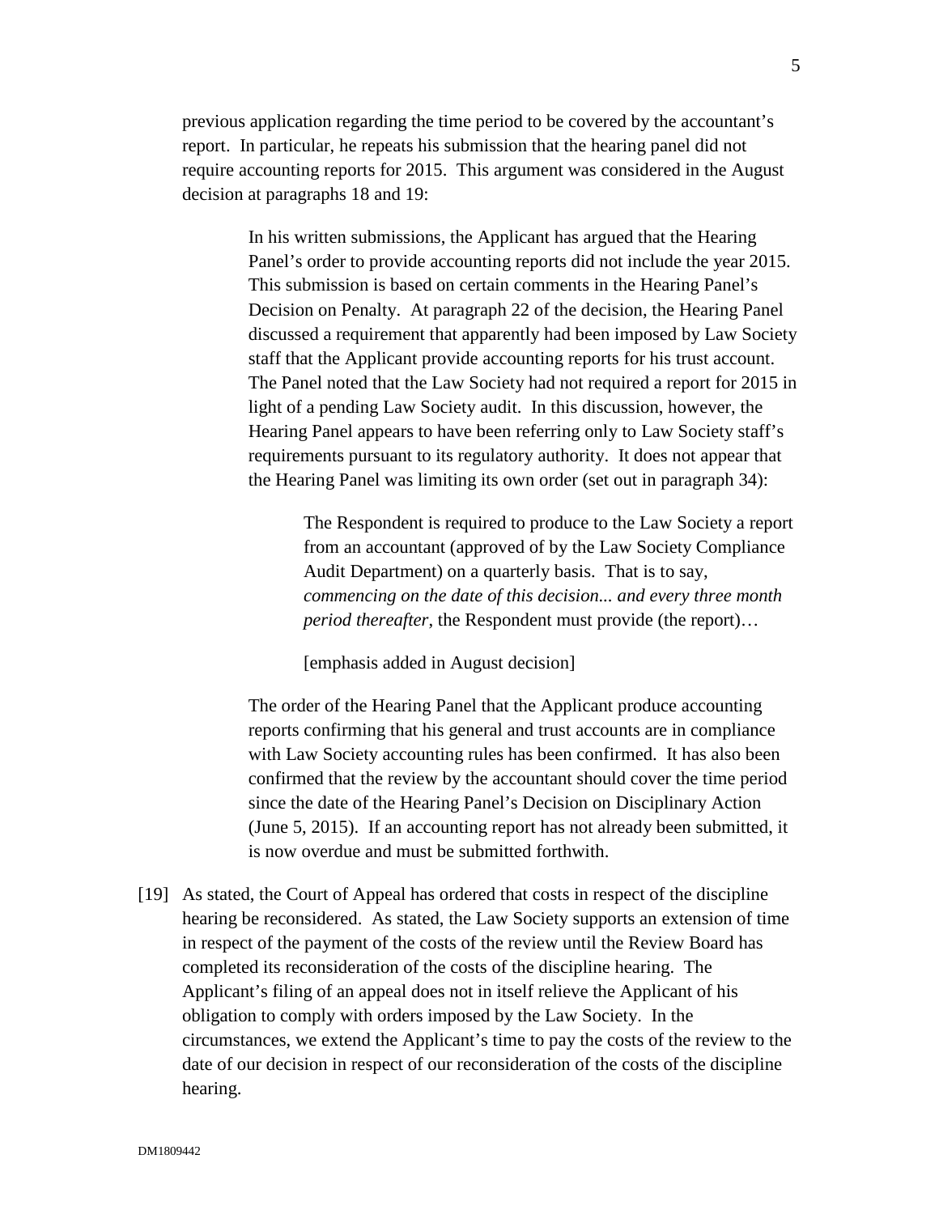previous application regarding the time period to be covered by the accountant's report. In particular, he repeats his submission that the hearing panel did not require accounting reports for 2015. This argument was considered in the August decision at paragraphs 18 and 19:

> In his written submissions, the Applicant has argued that the Hearing Panel's order to provide accounting reports did not include the year 2015. This submission is based on certain comments in the Hearing Panel's Decision on Penalty. At paragraph 22 of the decision, the Hearing Panel discussed a requirement that apparently had been imposed by Law Society staff that the Applicant provide accounting reports for his trust account. The Panel noted that the Law Society had not required a report for 2015 in light of a pending Law Society audit. In this discussion, however, the Hearing Panel appears to have been referring only to Law Society staff's requirements pursuant to its regulatory authority. It does not appear that the Hearing Panel was limiting its own order (set out in paragraph 34):
>
> > The Respondent is required to produce to the Law Society a report from an accountant (approved of by the Law Society Compliance Audit Department) on a quarterly basis. That is to say, *commencing on the date of this decision... and every three month period thereafter*, the Respondent must provide (the report)…
> >
> > [emphasis added in August decision]
>
> The order of the Hearing Panel that the Applicant produce accounting reports confirming that his general and trust accounts are in compliance with Law Society accounting rules has been confirmed. It has also been confirmed that the review by the accountant should cover the time period since the date of the Hearing Panel's Decision on Disciplinary Action (June 5, 2015). If an accounting report has not already been submitted, it is now overdue and must be submitted forthwith.

[19] As stated, the Court of Appeal has ordered that costs in respect of the discipline hearing be reconsidered. As stated, the Law Society supports an extension of time in respect of the payment of the costs of the review until the Review Board has completed its reconsideration of the costs of the discipline hearing. The Applicant's filing of an appeal does not in itself relieve the Applicant of his obligation to comply with orders imposed by the Law Society. In the circumstances, we extend the Applicant's time to pay the costs of the review to the date of our decision in respect of our reconsideration of the costs of the discipline hearing.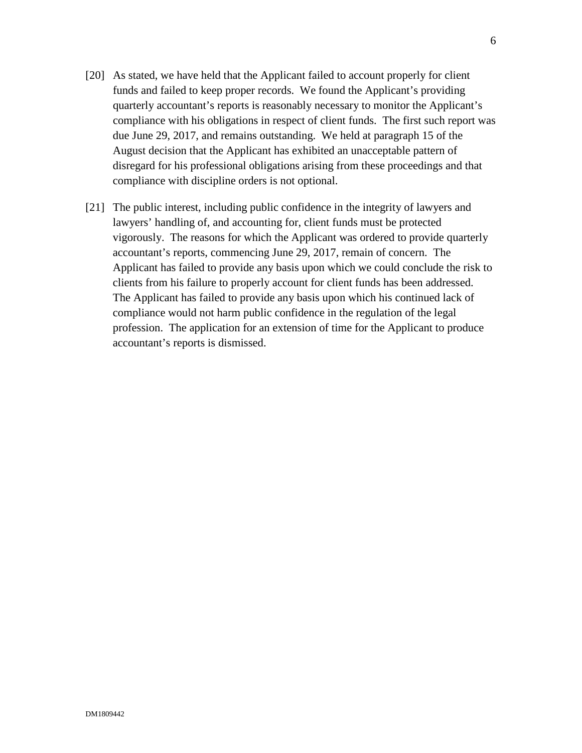[20] As stated, we have held that the Applicant failed to account properly for client funds and failed to keep proper records. We found the Applicant's providing quarterly accountant's reports is reasonably necessary to monitor the Applicant's compliance with his obligations in respect of client funds. The first such report was due June 29, 2017, and remains outstanding. We held at paragraph 15 of the August decision that the Applicant has exhibited an unacceptable pattern of disregard for his professional obligations arising from these proceedings and that compliance with discipline orders is not optional.

[21] The public interest, including public confidence in the integrity of lawyers and lawyers' handling of, and accounting for, client funds must be protected vigorously. The reasons for which the Applicant was ordered to provide quarterly accountant's reports, commencing June 29, 2017, remain of concern. The Applicant has failed to provide any basis upon which we could conclude the risk to clients from his failure to properly account for client funds has been addressed. The Applicant has failed to provide any basis upon which his continued lack of compliance would not harm public confidence in the regulation of the legal profession. The application for an extension of time for the Applicant to produce accountant's reports is dismissed.